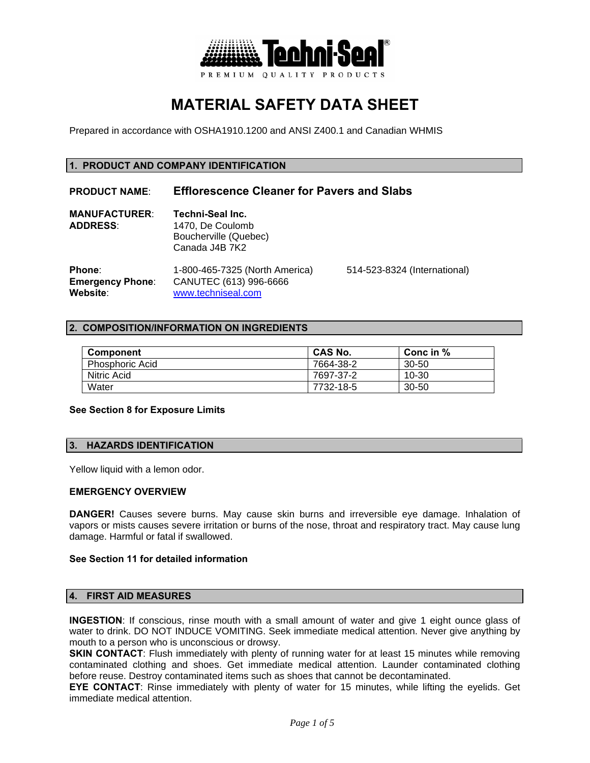Techni-Seal®
PREMIUM QUALITY PRODUCTS

# MATERIAL SAFETY DATA SHEET

Prepared in accordance with OSHA1910.1200 and ANSI Z400.1 and Canadian WHMIS

## 1. PRODUCT AND COMPANY IDENTIFICATION

**PRODUCT NAME**: **Efflorescence Cleaner for Pavers and Slabs**

**MANUFACTURER**: **Techni-Seal Inc.**
**ADDRESS**: 1470, De Coulomb
Boucherville (Quebec)
Canada J4B 7K2

**Phone**: 1-800-465-7325 (North America) 514-523-8324 (International)
**Emergency Phone**: CANUTEC (613) 996-6666
**Website**: www.techniseal.com

## 2. COMPOSITION/INFORMATION ON INGREDIENTS

| Component | CAS No. | Conc in % |
|---|---|---|
| Phosphoric Acid | 7664-38-2 | 30-50 |
| Nitric Acid | 7697-37-2 | 10-30 |
| Water | 7732-18-5 | 30-50 |

**See Section 8 for Exposure Limits**

## 3. HAZARDS IDENTIFICATION

Yellow liquid with a lemon odor.

**EMERGENCY OVERVIEW**

**DANGER!** Causes severe burns. May cause skin burns and irreversible eye damage. Inhalation of vapors or mists causes severe irritation or burns of the nose, throat and respiratory tract. May cause lung damage. Harmful or fatal if swallowed.

**See Section 11 for detailed information**

## 4. FIRST AID MEASURES

**INGESTION**: If conscious, rinse mouth with a small amount of water and give 1 eight ounce glass of water to drink. DO NOT INDUCE VOMITING. Seek immediate medical attention. Never give anything by mouth to a person who is unconscious or drowsy.
**SKIN CONTACT**: Flush immediately with plenty of running water for at least 15 minutes while removing contaminated clothing and shoes. Get immediate medical attention. Launder contaminated clothing before reuse. Destroy contaminated items such as shoes that cannot be decontaminated.
**EYE CONTACT**: Rinse immediately with plenty of water for 15 minutes, while lifting the eyelids. Get immediate medical attention.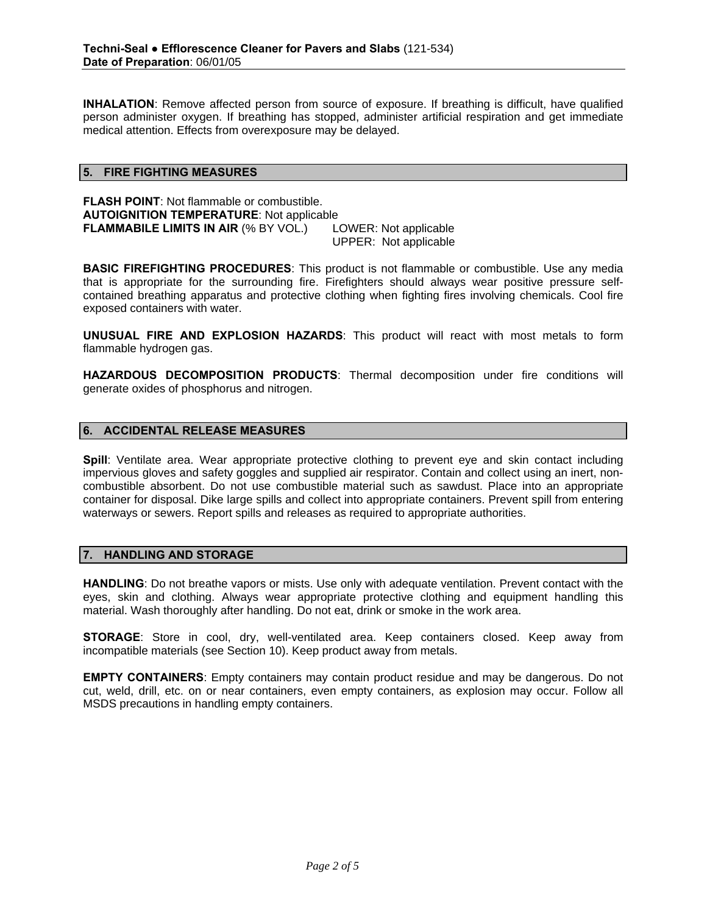**INHALATION**: Remove affected person from source of exposure. If breathing is difficult, have qualified person administer oxygen. If breathing has stopped, administer artificial respiration and get immediate medical attention. Effects from overexposure may be delayed.

## 5. FIRE FIGHTING MEASURES

**FLASH POINT**: Not flammable or combustible.
**AUTOIGNITION TEMPERATURE**: Not applicable
**FLAMMABILE LIMITS IN AIR** (% BY VOL.) LOWER: Not applicable
UPPER: Not applicable

**BASIC FIREFIGHTING PROCEDURES**: This product is not flammable or combustible. Use any media that is appropriate for the surrounding fire. Firefighters should always wear positive pressure self-contained breathing apparatus and protective clothing when fighting fires involving chemicals. Cool fire exposed containers with water.

**UNUSUAL FIRE AND EXPLOSION HAZARDS**: This product will react with most metals to form flammable hydrogen gas.

**HAZARDOUS DECOMPOSITION PRODUCTS**: Thermal decomposition under fire conditions will generate oxides of phosphorus and nitrogen.

## 6. ACCIDENTAL RELEASE MEASURES

**Spill**: Ventilate area. Wear appropriate protective clothing to prevent eye and skin contact including impervious gloves and safety goggles and supplied air respirator. Contain and collect using an inert, non-combustible absorbent. Do not use combustible material such as sawdust. Place into an appropriate container for disposal. Dike large spills and collect into appropriate containers. Prevent spill from entering waterways or sewers. Report spills and releases as required to appropriate authorities.

## 7. HANDLING AND STORAGE

**HANDLING**: Do not breathe vapors or mists. Use only with adequate ventilation. Prevent contact with the eyes, skin and clothing. Always wear appropriate protective clothing and equipment handling this material. Wash thoroughly after handling. Do not eat, drink or smoke in the work area.

**STORAGE**: Store in cool, dry, well-ventilated area. Keep containers closed. Keep away from incompatible materials (see Section 10). Keep product away from metals.

**EMPTY CONTAINERS**: Empty containers may contain product residue and may be dangerous. Do not cut, weld, drill, etc. on or near containers, even empty containers, as explosion may occur. Follow all MSDS precautions in handling empty containers.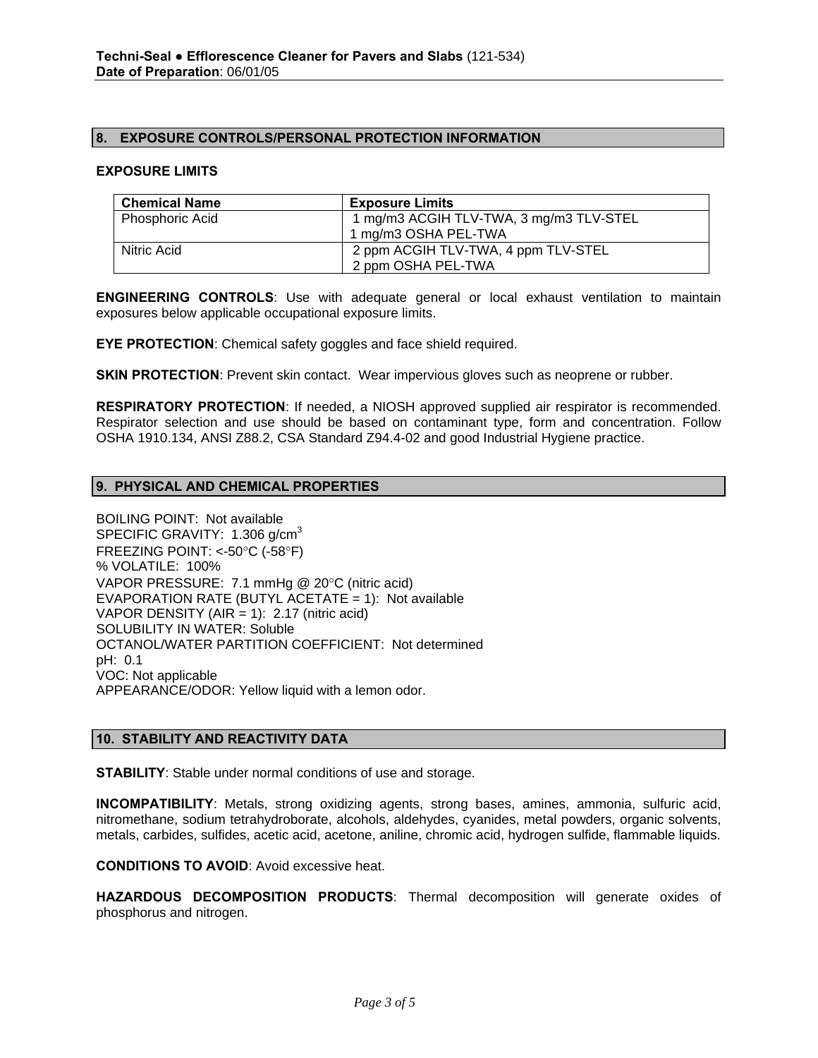## 8. EXPOSURE CONTROLS/PERSONAL PROTECTION INFORMATION

**EXPOSURE LIMITS**

| Chemical Name | Exposure Limits |
|---|---|
| Phosphoric Acid | 1 mg/m3 ACGIH TLV-TWA, 3 mg/m3 TLV-STEL<br>1 mg/m3 OSHA PEL-TWA |
| Nitric Acid | 2 ppm ACGIH TLV-TWA, 4 ppm TLV-STEL<br>2 ppm OSHA PEL-TWA |

**ENGINEERING CONTROLS**: Use with adequate general or local exhaust ventilation to maintain exposures below applicable occupational exposure limits.

**EYE PROTECTION**: Chemical safety goggles and face shield required.

**SKIN PROTECTION**: Prevent skin contact. Wear impervious gloves such as neoprene or rubber.

**RESPIRATORY PROTECTION**: If needed, a NIOSH approved supplied air respirator is recommended. Respirator selection and use should be based on contaminant type, form and concentration. Follow OSHA 1910.134, ANSI Z88.2, CSA Standard Z94.4-02 and good Industrial Hygiene practice.

## 9. PHYSICAL AND CHEMICAL PROPERTIES

BOILING POINT: Not available
SPECIFIC GRAVITY: 1.306 g/cm$^3$
FREEZING POINT: <-50°C (-58°F)
% VOLATILE: 100%
VAPOR PRESSURE: 7.1 mmHg @ 20°C (nitric acid)
EVAPORATION RATE (BUTYL ACETATE = 1): Not available
VAPOR DENSITY (AIR = 1): 2.17 (nitric acid)
SOLUBILITY IN WATER: Soluble
OCTANOL/WATER PARTITION COEFFICIENT: Not determined
pH: 0.1
VOC: Not applicable
APPEARANCE/ODOR: Yellow liquid with a lemon odor.

## 10. STABILITY AND REACTIVITY DATA

**STABILITY**: Stable under normal conditions of use and storage.

**INCOMPATIBILITY**: Metals, strong oxidizing agents, strong bases, amines, ammonia, sulfuric acid, nitromethane, sodium tetrahydroborate, alcohols, aldehydes, cyanides, metal powders, organic solvents, metals, carbides, sulfides, acetic acid, acetone, aniline, chromic acid, hydrogen sulfide, flammable liquids.

**CONDITIONS TO AVOID**: Avoid excessive heat.

**HAZARDOUS DECOMPOSITION PRODUCTS**: Thermal decomposition will generate oxides of phosphorus and nitrogen.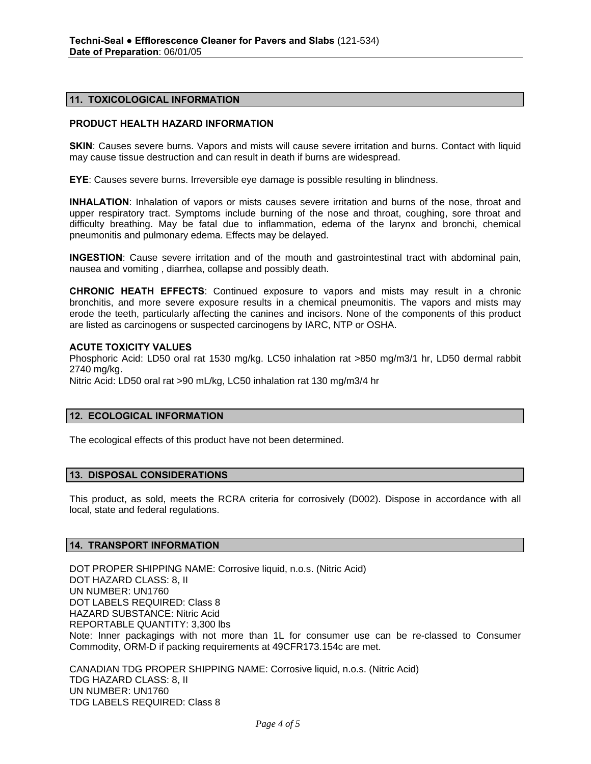## 11. TOXICOLOGICAL INFORMATION

### PRODUCT HEALTH HAZARD INFORMATION

**SKIN**: Causes severe burns. Vapors and mists will cause severe irritation and burns. Contact with liquid may cause tissue destruction and can result in death if burns are widespread.

**EYE**: Causes severe burns. Irreversible eye damage is possible resulting in blindness.

**INHALATION**: Inhalation of vapors or mists causes severe irritation and burns of the nose, throat and upper respiratory tract. Symptoms include burning of the nose and throat, coughing, sore throat and difficulty breathing. May be fatal due to inflammation, edema of the larynx and bronchi, chemical pneumonitis and pulmonary edema. Effects may be delayed.

**INGESTION**: Cause severe irritation and of the mouth and gastrointestinal tract with abdominal pain, nausea and vomiting , diarrhea, collapse and possibly death.

**CHRONIC HEATH EFFECTS**: Continued exposure to vapors and mists may result in a chronic bronchitis, and more severe exposure results in a chemical pneumonitis. The vapors and mists may erode the teeth, particularly affecting the canines and incisors. None of the components of this product are listed as carcinogens or suspected carcinogens by IARC, NTP or OSHA.

**ACUTE TOXICITY VALUES**

Phosphoric Acid: LD50 oral rat 1530 mg/kg. LC50 inhalation rat >850 mg/m3/1 hr, LD50 dermal rabbit 2740 mg/kg.

Nitric Acid: LD50 oral rat >90 mL/kg, LC50 inhalation rat 130 mg/m3/4 hr

## 12. ECOLOGICAL INFORMATION

The ecological effects of this product have not been determined.

## 13. DISPOSAL CONSIDERATIONS

This product, as sold, meets the RCRA criteria for corrosively (D002). Dispose in accordance with all local, state and federal regulations.

## 14. TRANSPORT INFORMATION

DOT PROPER SHIPPING NAME: Corrosive liquid, n.o.s. (Nitric Acid)
DOT HAZARD CLASS: 8, II
UN NUMBER: UN1760
DOT LABELS REQUIRED: Class 8
HAZARD SUBSTANCE: Nitric Acid
REPORTABLE QUANTITY: 3,300 lbs
Note: Inner packagings with not more than 1L for consumer use can be re-classed to Consumer Commodity, ORM-D if packing requirements at 49CFR173.154c are met.

CANADIAN TDG PROPER SHIPPING NAME: Corrosive liquid, n.o.s. (Nitric Acid)
TDG HAZARD CLASS: 8, II
UN NUMBER: UN1760
TDG LABELS REQUIRED: Class 8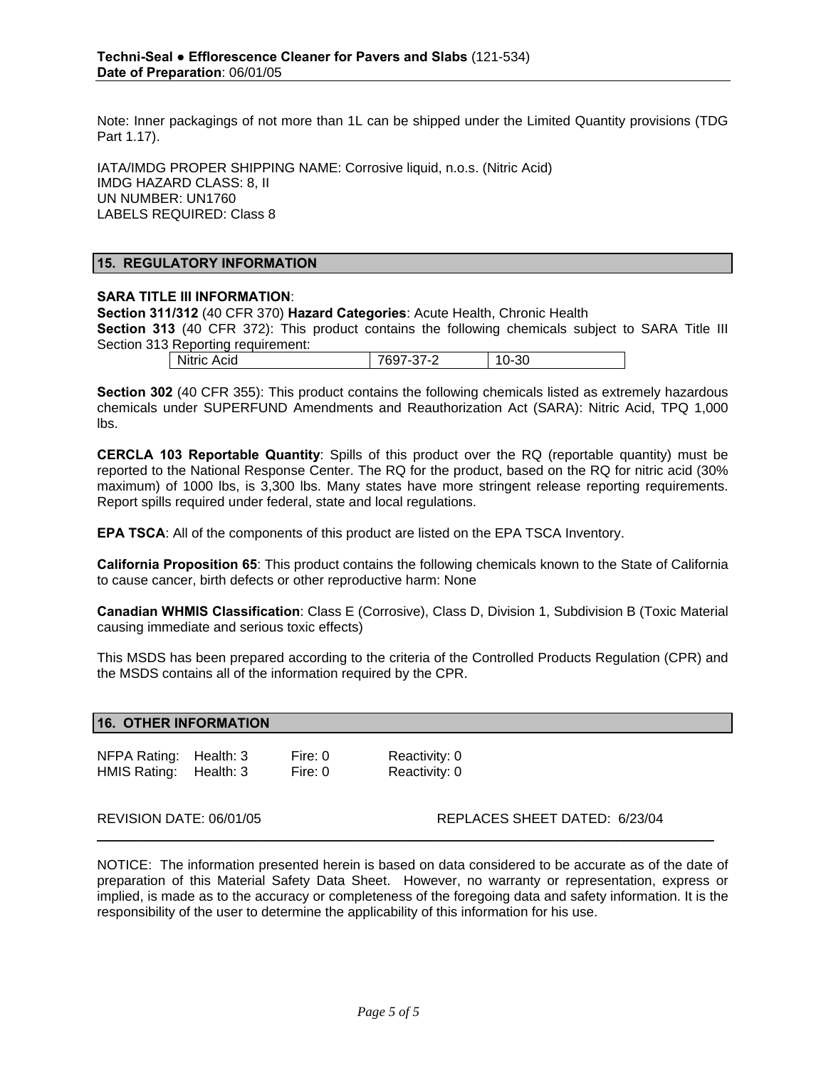Note: Inner packagings of not more than 1L can be shipped under the Limited Quantity provisions (TDG Part 1.17).

IATA/IMDG PROPER SHIPPING NAME: Corrosive liquid, n.o.s. (Nitric Acid)
IMDG HAZARD CLASS: 8, II
UN NUMBER: UN1760
LABELS REQUIRED: Class 8

## 15. REGULATORY INFORMATION

**SARA TITLE III INFORMATION**:
**Section 311/312** (40 CFR 370) **Hazard Categories**: Acute Health, Chronic Health
**Section 313** (40 CFR 372): This product contains the following chemicals subject to SARA Title III Section 313 Reporting requirement:

| | | |
|---|---|---|
| Nitric Acid | 7697-37-2 | 10-30 |

**Section 302** (40 CFR 355): This product contains the following chemicals listed as extremely hazardous chemicals under SUPERFUND Amendments and Reauthorization Act (SARA): Nitric Acid, TPQ 1,000 lbs.

**CERCLA 103 Reportable Quantity**: Spills of this product over the RQ (reportable quantity) must be reported to the National Response Center. The RQ for the product, based on the RQ for nitric acid (30% maximum) of 1000 lbs, is 3,300 lbs. Many states have more stringent release reporting requirements. Report spills required under federal, state and local regulations.

**EPA TSCA**: All of the components of this product are listed on the EPA TSCA Inventory.

**California Proposition 65**: This product contains the following chemicals known to the State of California to cause cancer, birth defects or other reproductive harm: None

**Canadian WHMIS Classification**: Class E (Corrosive), Class D, Division 1, Subdivision B (Toxic Material causing immediate and serious toxic effects)

This MSDS has been prepared according to the criteria of the Controlled Products Regulation (CPR) and the MSDS contains all of the information required by the CPR.

## 16. OTHER INFORMATION

| | | | |
|---|---|---|---|
| NFPA Rating: | Health: 3 | Fire: 0 | Reactivity: 0 |
| HMIS Rating: | Health: 3 | Fire: 0 | Reactivity: 0 |

REVISION DATE: 06/01/05 REPLACES SHEET DATED: 6/23/04

NOTICE: The information presented herein is based on data considered to be accurate as of the date of preparation of this Material Safety Data Sheet. However, no warranty or representation, express or implied, is made as to the accuracy or completeness of the foregoing data and safety information. It is the responsibility of the user to determine the applicability of this information for his use.